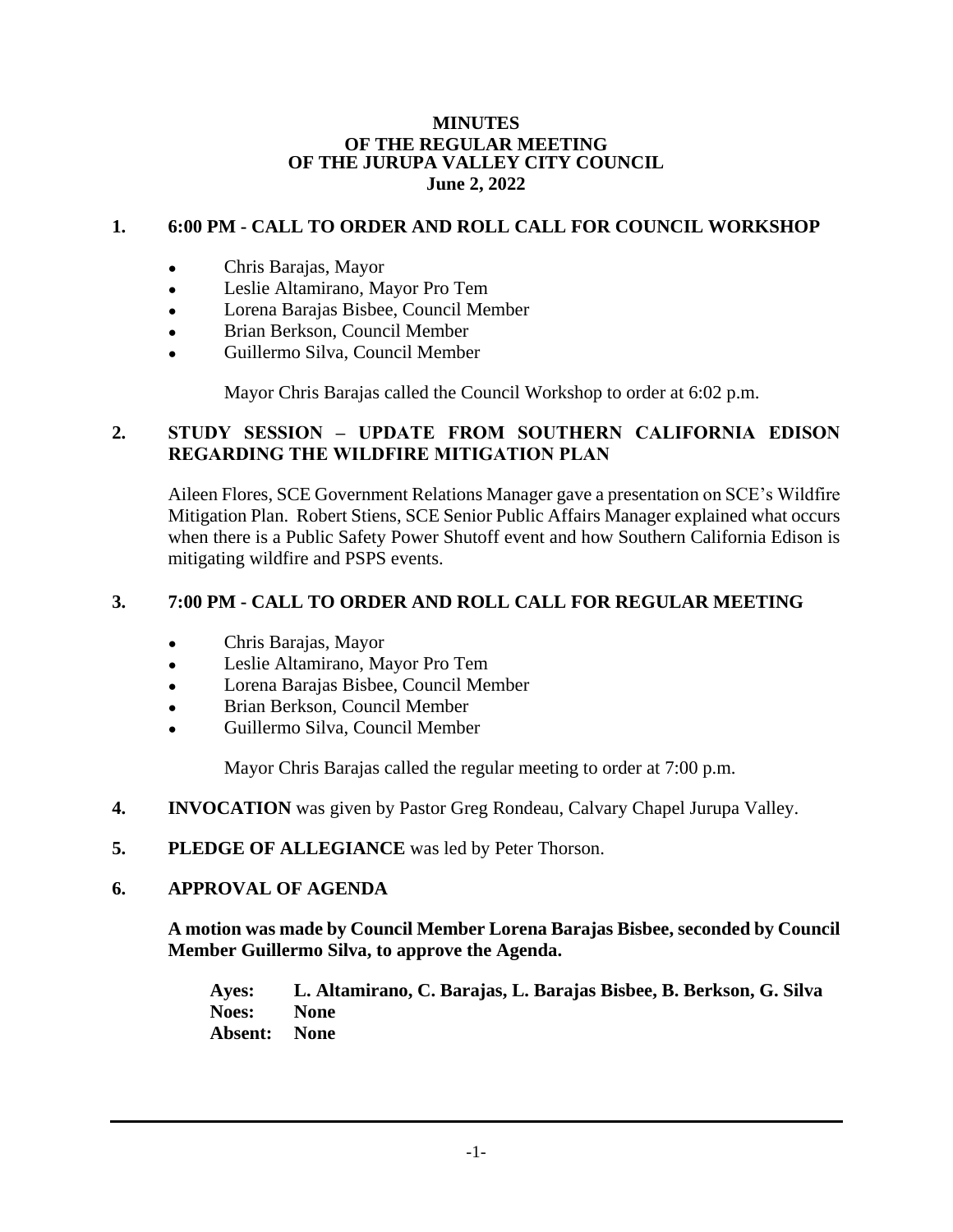**MINUTES**
**OF THE REGULAR MEETING**
**OF THE JURUPA VALLEY CITY COUNCIL**
**June 2, 2022**

## 1. 6:00 PM - CALL TO ORDER AND ROLL CALL FOR COUNCIL WORKSHOP

- Chris Barajas, Mayor
- Leslie Altamirano, Mayor Pro Tem
- Lorena Barajas Bisbee, Council Member
- Brian Berkson, Council Member
- Guillermo Silva, Council Member

Mayor Chris Barajas called the Council Workshop to order at 6:02 p.m.

## 2. STUDY SESSION – UPDATE FROM SOUTHERN CALIFORNIA EDISON REGARDING THE WILDFIRE MITIGATION PLAN

Aileen Flores, SCE Government Relations Manager gave a presentation on SCE's Wildfire Mitigation Plan. Robert Stiens, SCE Senior Public Affairs Manager explained what occurs when there is a Public Safety Power Shutoff event and how Southern California Edison is mitigating wildfire and PSPS events.

## 3. 7:00 PM - CALL TO ORDER AND ROLL CALL FOR REGULAR MEETING

- Chris Barajas, Mayor
- Leslie Altamirano, Mayor Pro Tem
- Lorena Barajas Bisbee, Council Member
- Brian Berkson, Council Member
- Guillermo Silva, Council Member

Mayor Chris Barajas called the regular meeting to order at 7:00 p.m.

**4. INVOCATION** was given by Pastor Greg Rondeau, Calvary Chapel Jurupa Valley.

**5. PLEDGE OF ALLEGIANCE** was led by Peter Thorson.

## 6. APPROVAL OF AGENDA

**A motion was made by Council Member Lorena Barajas Bisbee, seconded by Council Member Guillermo Silva, to approve the Agenda.**

**Ayes: L. Altamirano, C. Barajas, L. Barajas Bisbee, B. Berkson, G. Silva**
**Noes: None**
**Absent: None**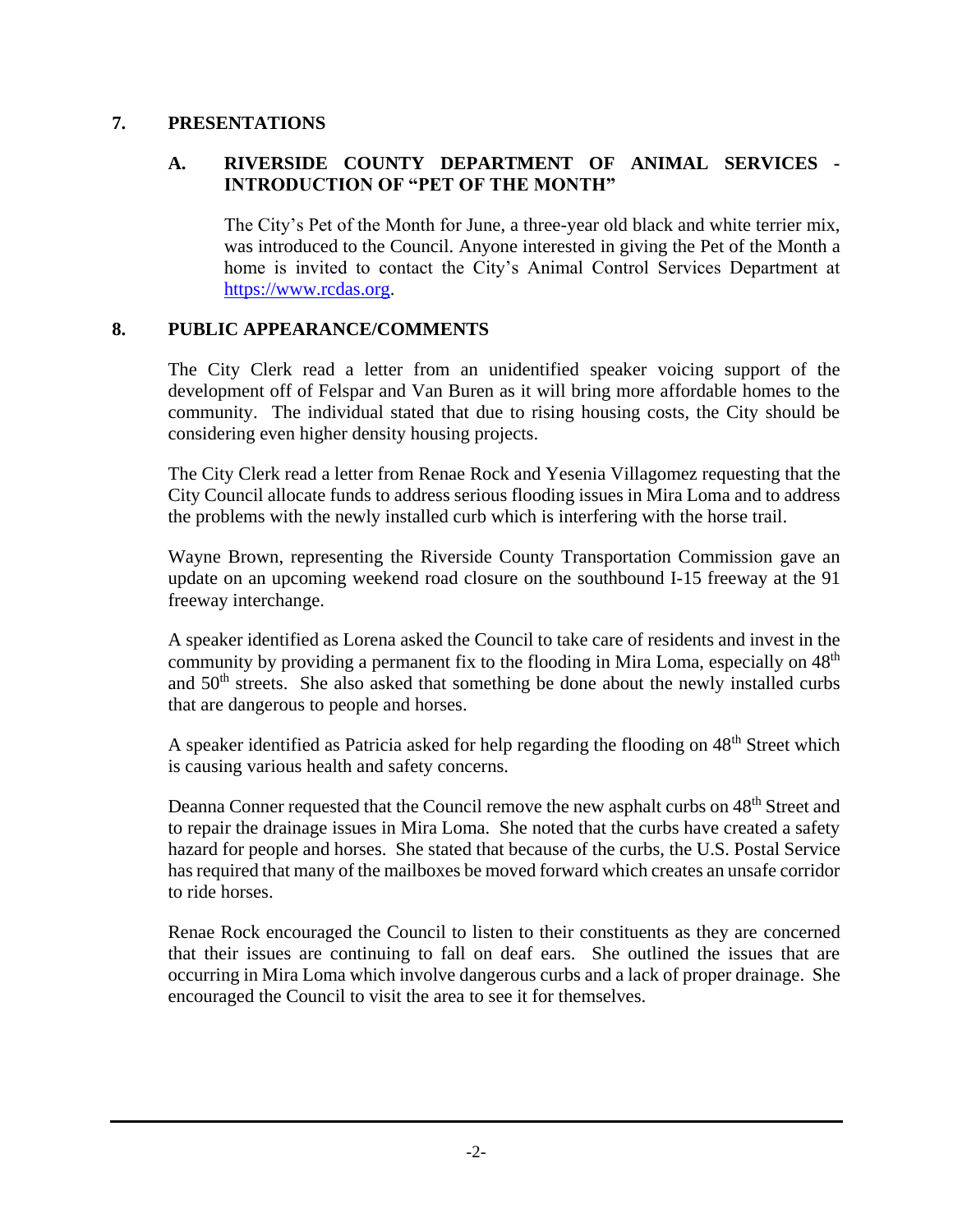## 7. PRESENTATIONS

### A. RIVERSIDE COUNTY DEPARTMENT OF ANIMAL SERVICES - INTRODUCTION OF "PET OF THE MONTH"

The City's Pet of the Month for June, a three-year old black and white terrier mix, was introduced to the Council. Anyone interested in giving the Pet of the Month a home is invited to contact the City's Animal Control Services Department at https://www.rcdas.org.

## 8. PUBLIC APPEARANCE/COMMENTS

The City Clerk read a letter from an unidentified speaker voicing support of the development off of Felspar and Van Buren as it will bring more affordable homes to the community. The individual stated that due to rising housing costs, the City should be considering even higher density housing projects.

The City Clerk read a letter from Renae Rock and Yesenia Villagomez requesting that the City Council allocate funds to address serious flooding issues in Mira Loma and to address the problems with the newly installed curb which is interfering with the horse trail.

Wayne Brown, representing the Riverside County Transportation Commission gave an update on an upcoming weekend road closure on the southbound I-15 freeway at the 91 freeway interchange.

A speaker identified as Lorena asked the Council to take care of residents and invest in the community by providing a permanent fix to the flooding in Mira Loma, especially on 48th and 50th streets. She also asked that something be done about the newly installed curbs that are dangerous to people and horses.

A speaker identified as Patricia asked for help regarding the flooding on 48th Street which is causing various health and safety concerns.

Deanna Conner requested that the Council remove the new asphalt curbs on 48th Street and to repair the drainage issues in Mira Loma. She noted that the curbs have created a safety hazard for people and horses. She stated that because of the curbs, the U.S. Postal Service has required that many of the mailboxes be moved forward which creates an unsafe corridor to ride horses.

Renae Rock encouraged the Council to listen to their constituents as they are concerned that their issues are continuing to fall on deaf ears. She outlined the issues that are occurring in Mira Loma which involve dangerous curbs and a lack of proper drainage. She encouraged the Council to visit the area to see it for themselves.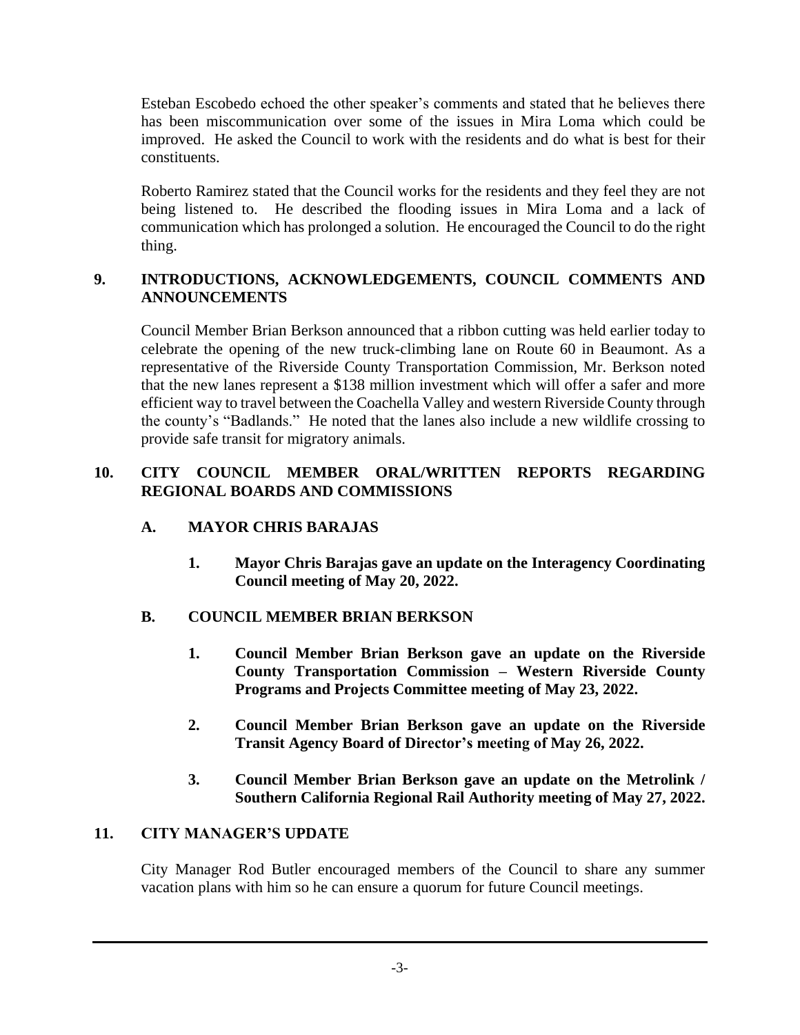Esteban Escobedo echoed the other speaker's comments and stated that he believes there has been miscommunication over some of the issues in Mira Loma which could be improved. He asked the Council to work with the residents and do what is best for their constituents.

Roberto Ramirez stated that the Council works for the residents and they feel they are not being listened to. He described the flooding issues in Mira Loma and a lack of communication which has prolonged a solution. He encouraged the Council to do the right thing.

## 9. INTRODUCTIONS, ACKNOWLEDGEMENTS, COUNCIL COMMENTS AND ANNOUNCEMENTS

Council Member Brian Berkson announced that a ribbon cutting was held earlier today to celebrate the opening of the new truck-climbing lane on Route 60 in Beaumont. As a representative of the Riverside County Transportation Commission, Mr. Berkson noted that the new lanes represent a $138 million investment which will offer a safer and more efficient way to travel between the Coachella Valley and western Riverside County through the county's "Badlands." He noted that the lanes also include a new wildlife crossing to provide safe transit for migratory animals.

## 10. CITY COUNCIL MEMBER ORAL/WRITTEN REPORTS REGARDING REGIONAL BOARDS AND COMMISSIONS

### A. MAYOR CHRIS BARAJAS

**1. Mayor Chris Barajas gave an update on the Interagency Coordinating Council meeting of May 20, 2022.**

### B. COUNCIL MEMBER BRIAN BERKSON

**1. Council Member Brian Berkson gave an update on the Riverside County Transportation Commission – Western Riverside County Programs and Projects Committee meeting of May 23, 2022.**

**2. Council Member Brian Berkson gave an update on the Riverside Transit Agency Board of Director's meeting of May 26, 2022.**

**3. Council Member Brian Berkson gave an update on the Metrolink / Southern California Regional Rail Authority meeting of May 27, 2022.**

## 11. CITY MANAGER'S UPDATE

City Manager Rod Butler encouraged members of the Council to share any summer vacation plans with him so he can ensure a quorum for future Council meetings.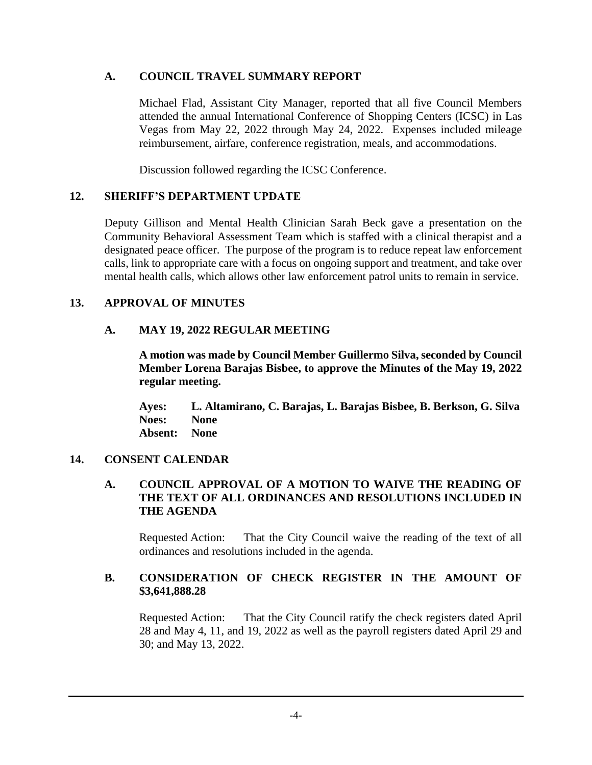### A. COUNCIL TRAVEL SUMMARY REPORT

Michael Flad, Assistant City Manager, reported that all five Council Members attended the annual International Conference of Shopping Centers (ICSC) in Las Vegas from May 22, 2022 through May 24, 2022. Expenses included mileage reimbursement, airfare, conference registration, meals, and accommodations.

Discussion followed regarding the ICSC Conference.

## 12. SHERIFF'S DEPARTMENT UPDATE

Deputy Gillison and Mental Health Clinician Sarah Beck gave a presentation on the Community Behavioral Assessment Team which is staffed with a clinical therapist and a designated peace officer. The purpose of the program is to reduce repeat law enforcement calls, link to appropriate care with a focus on ongoing support and treatment, and take over mental health calls, which allows other law enforcement patrol units to remain in service.

## 13. APPROVAL OF MINUTES

### A. MAY 19, 2022 REGULAR MEETING

**A motion was made by Council Member Guillermo Silva, seconded by Council Member Lorena Barajas Bisbee, to approve the Minutes of the May 19, 2022 regular meeting.**

**Ayes: L. Altamirano, C. Barajas, L. Barajas Bisbee, B. Berkson, G. Silva**
**Noes: None**
**Absent: None**

## 14. CONSENT CALENDAR

### A. COUNCIL APPROVAL OF A MOTION TO WAIVE THE READING OF THE TEXT OF ALL ORDINANCES AND RESOLUTIONS INCLUDED IN THE AGENDA

Requested Action: That the City Council waive the reading of the text of all ordinances and resolutions included in the agenda.

### B. CONSIDERATION OF CHECK REGISTER IN THE AMOUNT OF $3,641,888.28

Requested Action: That the City Council ratify the check registers dated April 28 and May 4, 11, and 19, 2022 as well as the payroll registers dated April 29 and 30; and May 13, 2022.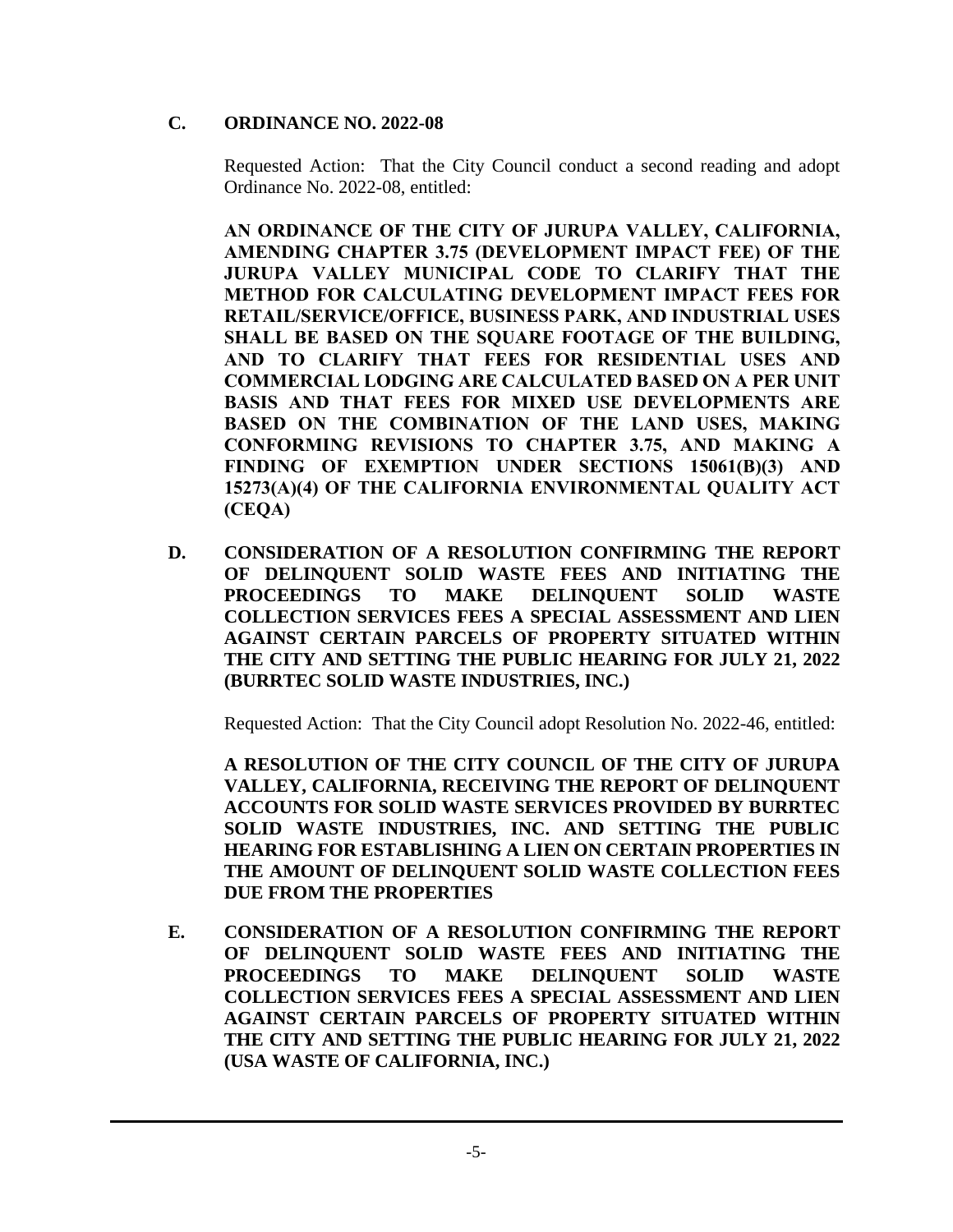**C. ORDINANCE NO. 2022-08**

Requested Action: That the City Council conduct a second reading and adopt Ordinance No. 2022-08, entitled:

**AN ORDINANCE OF THE CITY OF JURUPA VALLEY, CALIFORNIA, AMENDING CHAPTER 3.75 (DEVELOPMENT IMPACT FEE) OF THE JURUPA VALLEY MUNICIPAL CODE TO CLARIFY THAT THE METHOD FOR CALCULATING DEVELOPMENT IMPACT FEES FOR RETAIL/SERVICE/OFFICE, BUSINESS PARK, AND INDUSTRIAL USES SHALL BE BASED ON THE SQUARE FOOTAGE OF THE BUILDING, AND TO CLARIFY THAT FEES FOR RESIDENTIAL USES AND COMMERCIAL LODGING ARE CALCULATED BASED ON A PER UNIT BASIS AND THAT FEES FOR MIXED USE DEVELOPMENTS ARE BASED ON THE COMBINATION OF THE LAND USES, MAKING CONFORMING REVISIONS TO CHAPTER 3.75, AND MAKING A FINDING OF EXEMPTION UNDER SECTIONS 15061(B)(3) AND 15273(A)(4) OF THE CALIFORNIA ENVIRONMENTAL QUALITY ACT (CEQA)**

**D. CONSIDERATION OF A RESOLUTION CONFIRMING THE REPORT OF DELINQUENT SOLID WASTE FEES AND INITIATING THE PROCEEDINGS TO MAKE DELINQUENT SOLID WASTE COLLECTION SERVICES FEES A SPECIAL ASSESSMENT AND LIEN AGAINST CERTAIN PARCELS OF PROPERTY SITUATED WITHIN THE CITY AND SETTING THE PUBLIC HEARING FOR JULY 21, 2022 (BURRTEC SOLID WASTE INDUSTRIES, INC.)**

Requested Action: That the City Council adopt Resolution No. 2022-46, entitled:

**A RESOLUTION OF THE CITY COUNCIL OF THE CITY OF JURUPA VALLEY, CALIFORNIA, RECEIVING THE REPORT OF DELINQUENT ACCOUNTS FOR SOLID WASTE SERVICES PROVIDED BY BURRTEC SOLID WASTE INDUSTRIES, INC. AND SETTING THE PUBLIC HEARING FOR ESTABLISHING A LIEN ON CERTAIN PROPERTIES IN THE AMOUNT OF DELINQUENT SOLID WASTE COLLECTION FEES DUE FROM THE PROPERTIES**

**E. CONSIDERATION OF A RESOLUTION CONFIRMING THE REPORT OF DELINQUENT SOLID WASTE FEES AND INITIATING THE PROCEEDINGS TO MAKE DELINQUENT SOLID WASTE COLLECTION SERVICES FEES A SPECIAL ASSESSMENT AND LIEN AGAINST CERTAIN PARCELS OF PROPERTY SITUATED WITHIN THE CITY AND SETTING THE PUBLIC HEARING FOR JULY 21, 2022 (USA WASTE OF CALIFORNIA, INC.)**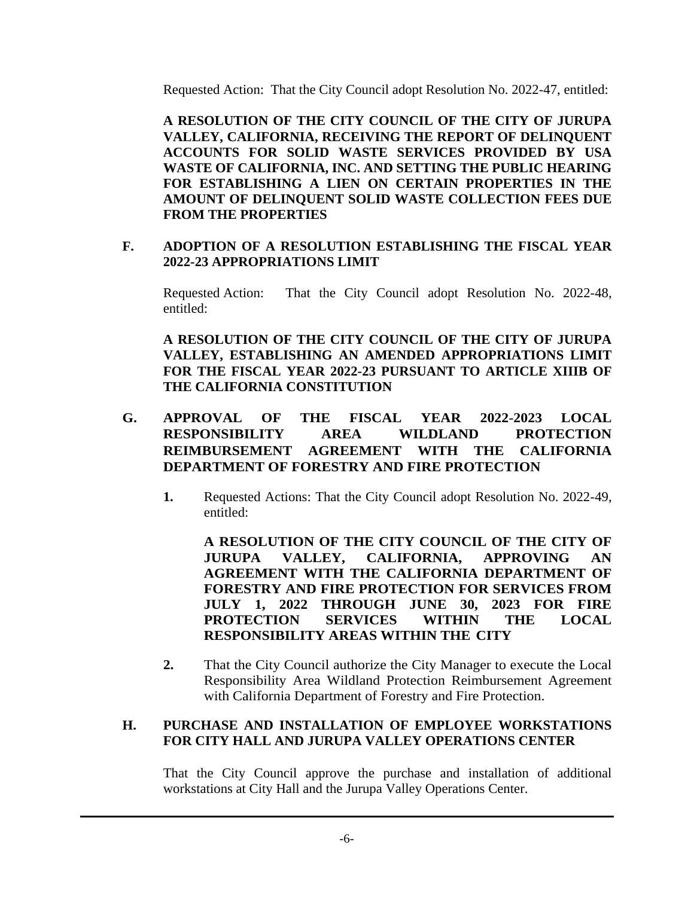Requested Action: That the City Council adopt Resolution No. 2022-47, entitled:

**A RESOLUTION OF THE CITY COUNCIL OF THE CITY OF JURUPA VALLEY, CALIFORNIA, RECEIVING THE REPORT OF DELINQUENT ACCOUNTS FOR SOLID WASTE SERVICES PROVIDED BY USA WASTE OF CALIFORNIA, INC. AND SETTING THE PUBLIC HEARING FOR ESTABLISHING A LIEN ON CERTAIN PROPERTIES IN THE AMOUNT OF DELINQUENT SOLID WASTE COLLECTION FEES DUE FROM THE PROPERTIES**

**F. ADOPTION OF A RESOLUTION ESTABLISHING THE FISCAL YEAR 2022-23 APPROPRIATIONS LIMIT**

Requested Action: That the City Council adopt Resolution No. 2022-48, entitled:

**A RESOLUTION OF THE CITY COUNCIL OF THE CITY OF JURUPA VALLEY, ESTABLISHING AN AMENDED APPROPRIATIONS LIMIT FOR THE FISCAL YEAR 2022-23 PURSUANT TO ARTICLE XIIIB OF THE CALIFORNIA CONSTITUTION**

**G. APPROVAL OF THE FISCAL YEAR 2022-2023 LOCAL RESPONSIBILITY AREA WILDLAND PROTECTION REIMBURSEMENT AGREEMENT WITH THE CALIFORNIA DEPARTMENT OF FORESTRY AND FIRE PROTECTION**

**1.** Requested Actions: That the City Council adopt Resolution No. 2022-49, entitled:

**A RESOLUTION OF THE CITY COUNCIL OF THE CITY OF JURUPA VALLEY, CALIFORNIA, APPROVING AN AGREEMENT WITH THE CALIFORNIA DEPARTMENT OF FORESTRY AND FIRE PROTECTION FOR SERVICES FROM JULY 1, 2022 THROUGH JUNE 30, 2023 FOR FIRE PROTECTION SERVICES WITHIN THE LOCAL RESPONSIBILITY AREAS WITHIN THE CITY**

**2.** That the City Council authorize the City Manager to execute the Local Responsibility Area Wildland Protection Reimbursement Agreement with California Department of Forestry and Fire Protection.

**H. PURCHASE AND INSTALLATION OF EMPLOYEE WORKSTATIONS FOR CITY HALL AND JURUPA VALLEY OPERATIONS CENTER**

That the City Council approve the purchase and installation of additional workstations at City Hall and the Jurupa Valley Operations Center.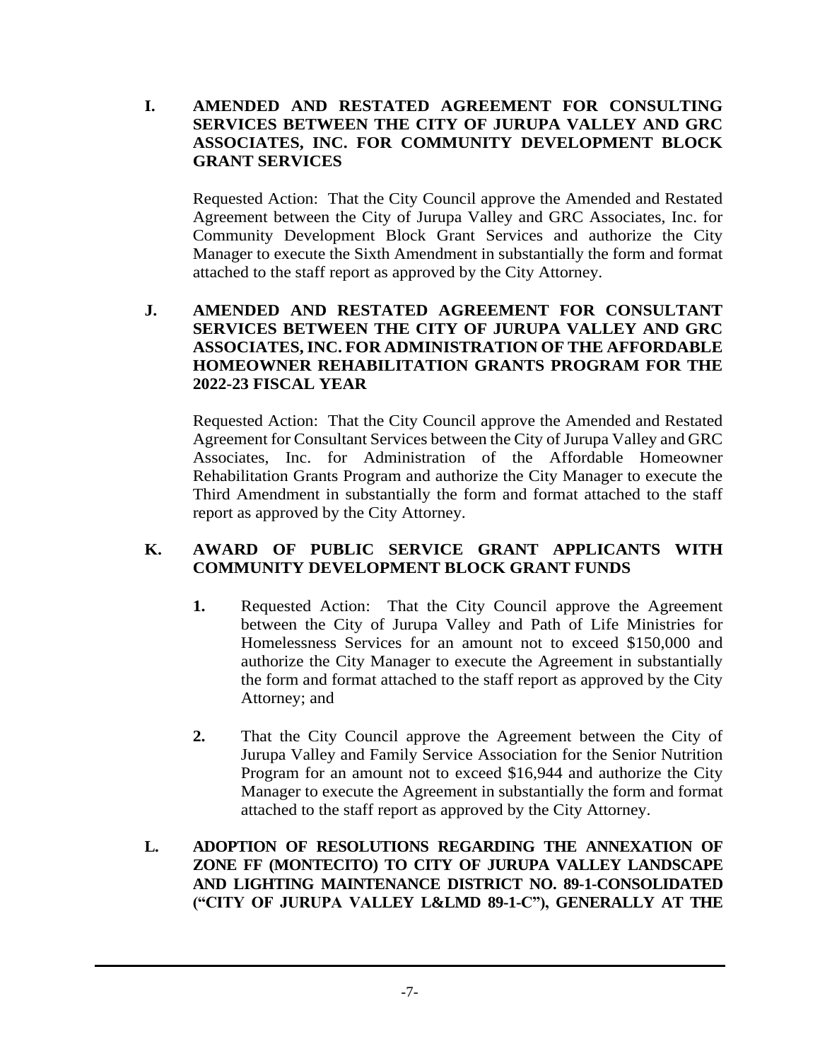**I. AMENDED AND RESTATED AGREEMENT FOR CONSULTING SERVICES BETWEEN THE CITY OF JURUPA VALLEY AND GRC ASSOCIATES, INC. FOR COMMUNITY DEVELOPMENT BLOCK GRANT SERVICES**

Requested Action: That the City Council approve the Amended and Restated Agreement between the City of Jurupa Valley and GRC Associates, Inc. for Community Development Block Grant Services and authorize the City Manager to execute the Sixth Amendment in substantially the form and format attached to the staff report as approved by the City Attorney.

**J. AMENDED AND RESTATED AGREEMENT FOR CONSULTANT SERVICES BETWEEN THE CITY OF JURUPA VALLEY AND GRC ASSOCIATES, INC. FOR ADMINISTRATION OF THE AFFORDABLE HOMEOWNER REHABILITATION GRANTS PROGRAM FOR THE 2022-23 FISCAL YEAR**

Requested Action: That the City Council approve the Amended and Restated Agreement for Consultant Services between the City of Jurupa Valley and GRC Associates, Inc. for Administration of the Affordable Homeowner Rehabilitation Grants Program and authorize the City Manager to execute the Third Amendment in substantially the form and format attached to the staff report as approved by the City Attorney.

**K. AWARD OF PUBLIC SERVICE GRANT APPLICANTS WITH COMMUNITY DEVELOPMENT BLOCK GRANT FUNDS**

1. Requested Action: That the City Council approve the Agreement between the City of Jurupa Valley and Path of Life Ministries for Homelessness Services for an amount not to exceed $150,000 and authorize the City Manager to execute the Agreement in substantially the form and format attached to the staff report as approved by the City Attorney; and

2. That the City Council approve the Agreement between the City of Jurupa Valley and Family Service Association for the Senior Nutrition Program for an amount not to exceed $16,944 and authorize the City Manager to execute the Agreement in substantially the form and format attached to the staff report as approved by the City Attorney.

**L. ADOPTION OF RESOLUTIONS REGARDING THE ANNEXATION OF ZONE FF (MONTECITO) TO CITY OF JURUPA VALLEY LANDSCAPE AND LIGHTING MAINTENANCE DISTRICT NO. 89-1-CONSOLIDATED ("CITY OF JURUPA VALLEY L&LMD 89-1-C"), GENERALLY AT THE**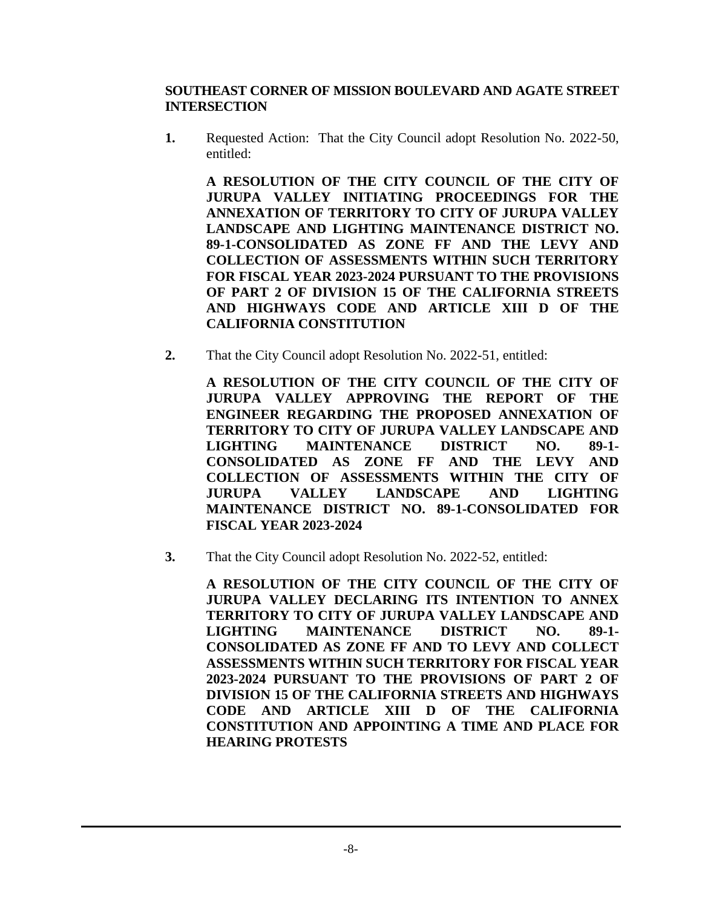**SOUTHEAST CORNER OF MISSION BOULEVARD AND AGATE STREET INTERSECTION**

**1.** Requested Action: That the City Council adopt Resolution No. 2022-50, entitled:

**A RESOLUTION OF THE CITY COUNCIL OF THE CITY OF JURUPA VALLEY INITIATING PROCEEDINGS FOR THE ANNEXATION OF TERRITORY TO CITY OF JURUPA VALLEY LANDSCAPE AND LIGHTING MAINTENANCE DISTRICT NO. 89-1-CONSOLIDATED AS ZONE FF AND THE LEVY AND COLLECTION OF ASSESSMENTS WITHIN SUCH TERRITORY FOR FISCAL YEAR 2023-2024 PURSUANT TO THE PROVISIONS OF PART 2 OF DIVISION 15 OF THE CALIFORNIA STREETS AND HIGHWAYS CODE AND ARTICLE XIII D OF THE CALIFORNIA CONSTITUTION**

**2.** That the City Council adopt Resolution No. 2022-51, entitled:

**A RESOLUTION OF THE CITY COUNCIL OF THE CITY OF JURUPA VALLEY APPROVING THE REPORT OF THE ENGINEER REGARDING THE PROPOSED ANNEXATION OF TERRITORY TO CITY OF JURUPA VALLEY LANDSCAPE AND LIGHTING MAINTENANCE DISTRICT NO. 89-1-CONSOLIDATED AS ZONE FF AND THE LEVY AND COLLECTION OF ASSESSMENTS WITHIN THE CITY OF JURUPA VALLEY LANDSCAPE AND LIGHTING MAINTENANCE DISTRICT NO. 89-1-CONSOLIDATED FOR FISCAL YEAR 2023-2024**

**3.** That the City Council adopt Resolution No. 2022-52, entitled:

**A RESOLUTION OF THE CITY COUNCIL OF THE CITY OF JURUPA VALLEY DECLARING ITS INTENTION TO ANNEX TERRITORY TO CITY OF JURUPA VALLEY LANDSCAPE AND LIGHTING MAINTENANCE DISTRICT NO. 89-1-CONSOLIDATED AS ZONE FF AND TO LEVY AND COLLECT ASSESSMENTS WITHIN SUCH TERRITORY FOR FISCAL YEAR 2023-2024 PURSUANT TO THE PROVISIONS OF PART 2 OF DIVISION 15 OF THE CALIFORNIA STREETS AND HIGHWAYS CODE AND ARTICLE XIII D OF THE CALIFORNIA CONSTITUTION AND APPOINTING A TIME AND PLACE FOR HEARING PROTESTS**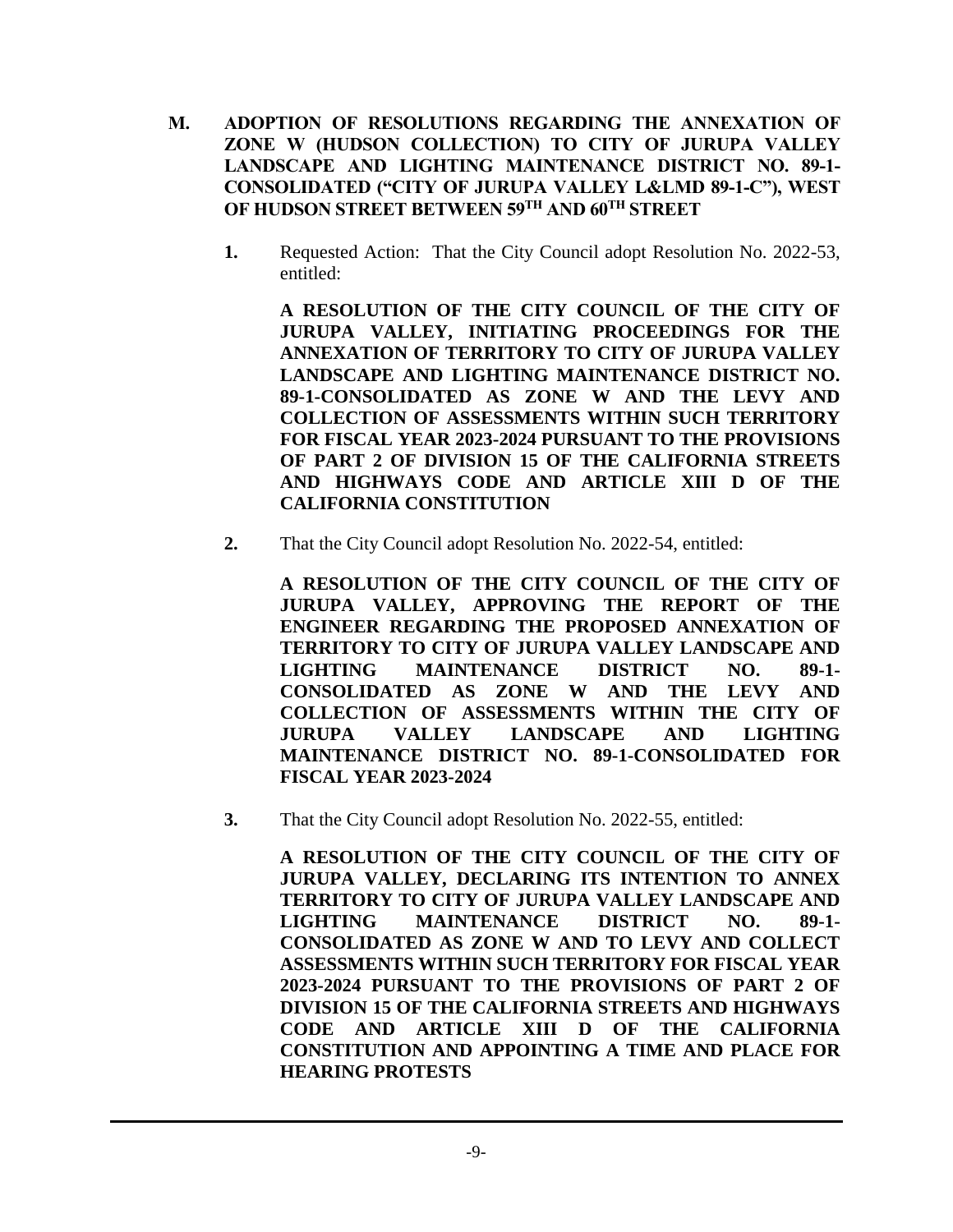**M. ADOPTION OF RESOLUTIONS REGARDING THE ANNEXATION OF ZONE W (HUDSON COLLECTION) TO CITY OF JURUPA VALLEY LANDSCAPE AND LIGHTING MAINTENANCE DISTRICT NO. 89-1-CONSOLIDATED ("CITY OF JURUPA VALLEY L&LMD 89-1-C"), WEST OF HUDSON STREET BETWEEN 59TH AND 60TH STREET**

1. Requested Action: That the City Council adopt Resolution No. 2022-53, entitled:

   **A RESOLUTION OF THE CITY COUNCIL OF THE CITY OF JURUPA VALLEY, INITIATING PROCEEDINGS FOR THE ANNEXATION OF TERRITORY TO CITY OF JURUPA VALLEY LANDSCAPE AND LIGHTING MAINTENANCE DISTRICT NO. 89-1-CONSOLIDATED AS ZONE W AND THE LEVY AND COLLECTION OF ASSESSMENTS WITHIN SUCH TERRITORY FOR FISCAL YEAR 2023-2024 PURSUANT TO THE PROVISIONS OF PART 2 OF DIVISION 15 OF THE CALIFORNIA STREETS AND HIGHWAYS CODE AND ARTICLE XIII D OF THE CALIFORNIA CONSTITUTION**

2. That the City Council adopt Resolution No. 2022-54, entitled:

   **A RESOLUTION OF THE CITY COUNCIL OF THE CITY OF JURUPA VALLEY, APPROVING THE REPORT OF THE ENGINEER REGARDING THE PROPOSED ANNEXATION OF TERRITORY TO CITY OF JURUPA VALLEY LANDSCAPE AND LIGHTING MAINTENANCE DISTRICT NO. 89-1-CONSOLIDATED AS ZONE W AND THE LEVY AND COLLECTION OF ASSESSMENTS WITHIN THE CITY OF JURUPA VALLEY LANDSCAPE AND LIGHTING MAINTENANCE DISTRICT NO. 89-1-CONSOLIDATED FOR FISCAL YEAR 2023-2024**

3. That the City Council adopt Resolution No. 2022-55, entitled:

   **A RESOLUTION OF THE CITY COUNCIL OF THE CITY OF JURUPA VALLEY, DECLARING ITS INTENTION TO ANNEX TERRITORY TO CITY OF JURUPA VALLEY LANDSCAPE AND LIGHTING MAINTENANCE DISTRICT NO. 89-1-CONSOLIDATED AS ZONE W AND TO LEVY AND COLLECT ASSESSMENTS WITHIN SUCH TERRITORY FOR FISCAL YEAR 2023-2024 PURSUANT TO THE PROVISIONS OF PART 2 OF DIVISION 15 OF THE CALIFORNIA STREETS AND HIGHWAYS CODE AND ARTICLE XIII D OF THE CALIFORNIA CONSTITUTION AND APPOINTING A TIME AND PLACE FOR HEARING PROTESTS**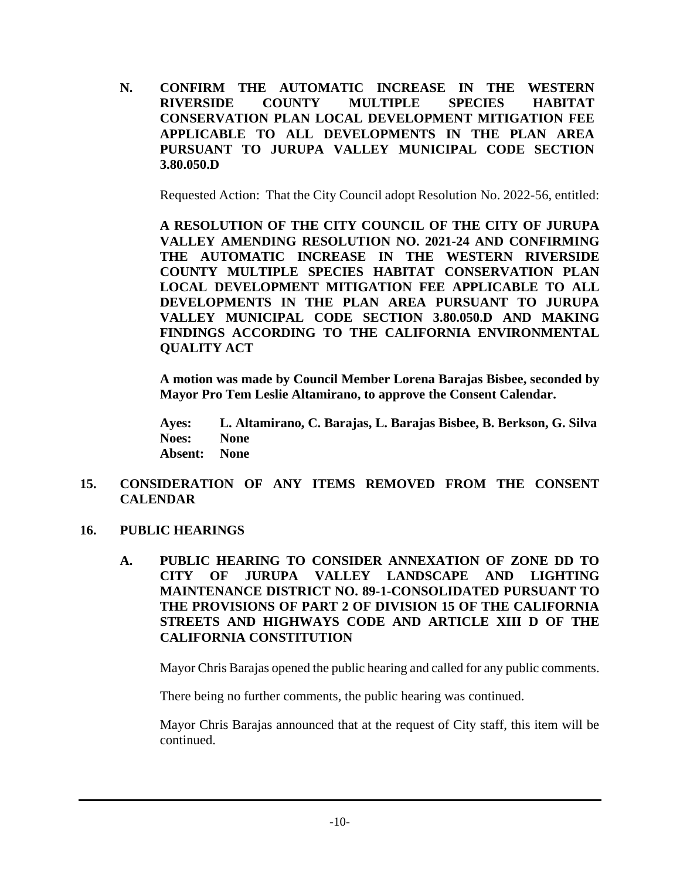**N. CONFIRM THE AUTOMATIC INCREASE IN THE WESTERN RIVERSIDE COUNTY MULTIPLE SPECIES HABITAT CONSERVATION PLAN LOCAL DEVELOPMENT MITIGATION FEE APPLICABLE TO ALL DEVELOPMENTS IN THE PLAN AREA PURSUANT TO JURUPA VALLEY MUNICIPAL CODE SECTION 3.80.050.D**

Requested Action: That the City Council adopt Resolution No. 2022-56, entitled:

**A RESOLUTION OF THE CITY COUNCIL OF THE CITY OF JURUPA VALLEY AMENDING RESOLUTION NO. 2021-24 AND CONFIRMING THE AUTOMATIC INCREASE IN THE WESTERN RIVERSIDE COUNTY MULTIPLE SPECIES HABITAT CONSERVATION PLAN LOCAL DEVELOPMENT MITIGATION FEE APPLICABLE TO ALL DEVELOPMENTS IN THE PLAN AREA PURSUANT TO JURUPA VALLEY MUNICIPAL CODE SECTION 3.80.050.D AND MAKING FINDINGS ACCORDING TO THE CALIFORNIA ENVIRONMENTAL QUALITY ACT**

**A motion was made by Council Member Lorena Barajas Bisbee, seconded by Mayor Pro Tem Leslie Altamirano, to approve the Consent Calendar.**

**Ayes: L. Altamirano, C. Barajas, L. Barajas Bisbee, B. Berkson, G. Silva**
**Noes: None**
**Absent: None**

## 15. CONSIDERATION OF ANY ITEMS REMOVED FROM THE CONSENT CALENDAR

## 16. PUBLIC HEARINGS

**A. PUBLIC HEARING TO CONSIDER ANNEXATION OF ZONE DD TO CITY OF JURUPA VALLEY LANDSCAPE AND LIGHTING MAINTENANCE DISTRICT NO. 89-1-CONSOLIDATED PURSUANT TO THE PROVISIONS OF PART 2 OF DIVISION 15 OF THE CALIFORNIA STREETS AND HIGHWAYS CODE AND ARTICLE XIII D OF THE CALIFORNIA CONSTITUTION**

Mayor Chris Barajas opened the public hearing and called for any public comments.

There being no further comments, the public hearing was continued.

Mayor Chris Barajas announced that at the request of City staff, this item will be continued.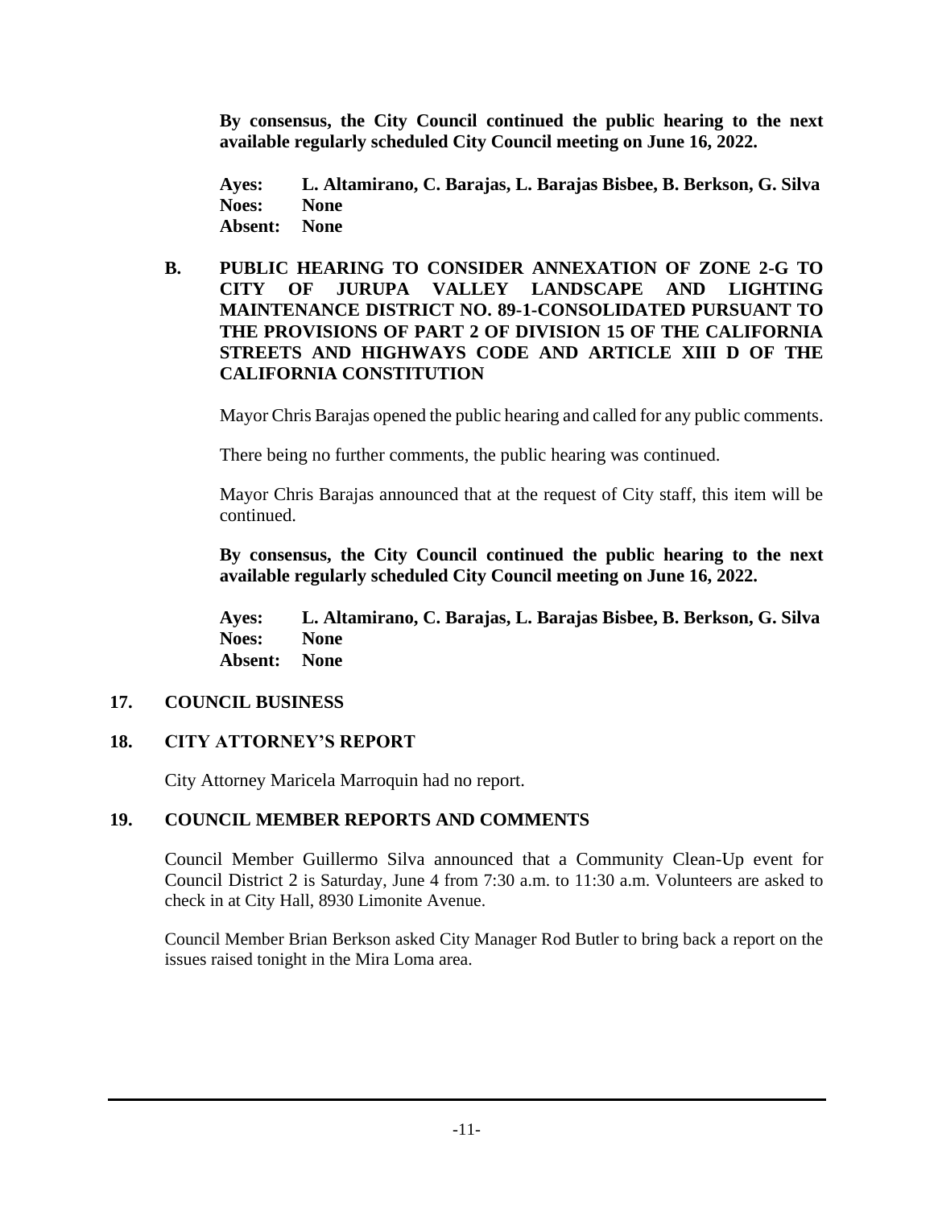**By consensus, the City Council continued the public hearing to the next available regularly scheduled City Council meeting on June 16, 2022.**

**Ayes: L. Altamirano, C. Barajas, L. Barajas Bisbee, B. Berkson, G. Silva**
**Noes: None**
**Absent: None**

### B. PUBLIC HEARING TO CONSIDER ANNEXATION OF ZONE 2-G TO CITY OF JURUPA VALLEY LANDSCAPE AND LIGHTING MAINTENANCE DISTRICT NO. 89-1-CONSOLIDATED PURSUANT TO THE PROVISIONS OF PART 2 OF DIVISION 15 OF THE CALIFORNIA STREETS AND HIGHWAYS CODE AND ARTICLE XIII D OF THE CALIFORNIA CONSTITUTION

Mayor Chris Barajas opened the public hearing and called for any public comments.

There being no further comments, the public hearing was continued.

Mayor Chris Barajas announced that at the request of City staff, this item will be continued.

**By consensus, the City Council continued the public hearing to the next available regularly scheduled City Council meeting on June 16, 2022.**

**Ayes: L. Altamirano, C. Barajas, L. Barajas Bisbee, B. Berkson, G. Silva**
**Noes: None**
**Absent: None**

## 17. COUNCIL BUSINESS

## 18. CITY ATTORNEY'S REPORT

City Attorney Maricela Marroquin had no report.

## 19. COUNCIL MEMBER REPORTS AND COMMENTS

Council Member Guillermo Silva announced that a Community Clean-Up event for Council District 2 is Saturday, June 4 from 7:30 a.m. to 11:30 a.m. Volunteers are asked to check in at City Hall, 8930 Limonite Avenue.

Council Member Brian Berkson asked City Manager Rod Butler to bring back a report on the issues raised tonight in the Mira Loma area.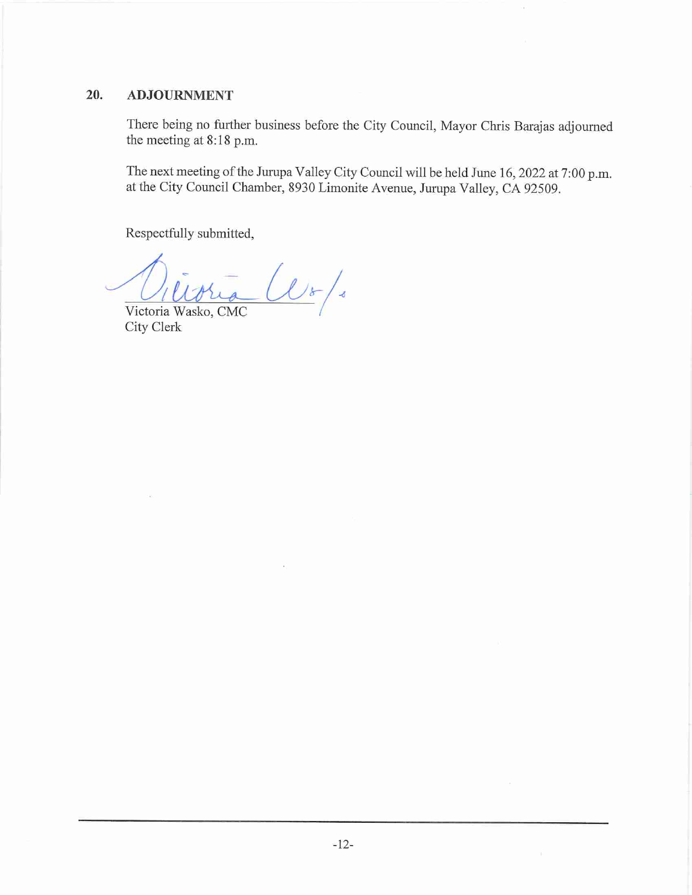## 20. ADJOURNMENT

There being no further business before the City Council, Mayor Chris Barajas adjourned the meeting at 8:18 p.m.

The next meeting of the Jurupa Valley City Council will be held June 16, 2022 at 7:00 p.m. at the City Council Chamber, 8930 Limonite Avenue, Jurupa Valley, CA 92509.

Respectfully submitted,

Victoria Wasko, CMC
City Clerk